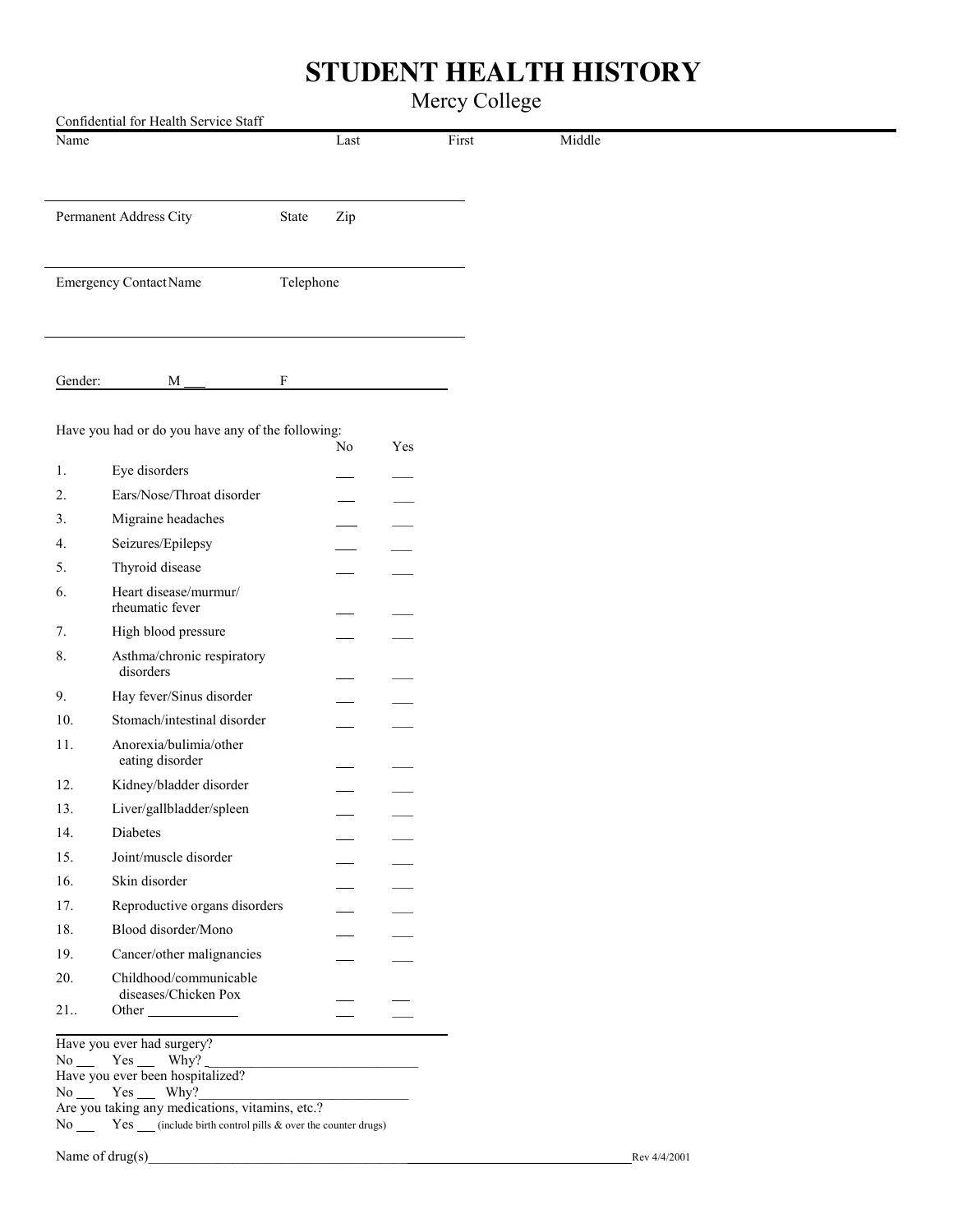# STUDENT HEALTH HISTORY

Mercy College

Confidential for Health Service Staff

Name &nbsp;&nbsp;&nbsp;&nbsp; Last &nbsp;&nbsp;&nbsp;&nbsp; First &nbsp;&nbsp;&nbsp;&nbsp; Middle

Permanent Address City &nbsp;&nbsp;&nbsp;&nbsp; State &nbsp;&nbsp;&nbsp;&nbsp; Zip

Emergency Contact Name &nbsp;&nbsp;&nbsp;&nbsp; Telephone

Gender: &nbsp;&nbsp;&nbsp;&nbsp; M ___ &nbsp;&nbsp;&nbsp;&nbsp; F

Have you had or do you have any of the following:

| | | No | Yes |
|---|---|---|---|
| 1. | Eye disorders | ___ | ___ |
| 2. | Ears/Nose/Throat disorder | ___ | ___ |
| 3. | Migraine headaches | ___ | ___ |
| 4. | Seizures/Epilepsy | ___ | ___ |
| 5. | Thyroid disease | ___ | ___ |
| 6. | Heart disease/murmur/ rheumatic fever | ___ | ___ |
| 7. | High blood pressure | ___ | ___ |
| 8. | Asthma/chronic respiratory disorders | ___ | ___ |
| 9. | Hay fever/Sinus disorder | ___ | ___ |
| 10. | Stomach/intestinal disorder | ___ | ___ |
| 11. | Anorexia/bulimia/other eating disorder | ___ | ___ |
| 12. | Kidney/bladder disorder | ___ | ___ |
| 13. | Liver/gallbladder/spleen | ___ | ___ |
| 14. | Diabetes | ___ | ___ |
| 15. | Joint/muscle disorder | ___ | ___ |
| 16. | Skin disorder | ___ | ___ |
| 17. | Reproductive organs disorders | ___ | ___ |
| 18. | Blood disorder/Mono | ___ | ___ |
| 19. | Cancer/other malignancies | ___ | ___ |
| 20. | Childhood/communicable diseases/Chicken Pox | ___ | ___ |
| 21.. | Other ____________ | ___ | ___ |

Have you ever had surgery?
No ___ Yes ___ Why? ______________________________

Have you ever been hospitalized?
No ___ Yes ___ Why?______________________________

Are you taking any medications, vitamins, etc.?
No ___ Yes ___ (include birth control pills & over the counter drugs)

Name of drug(s)________________________________________________________________

Rev 4/4/2001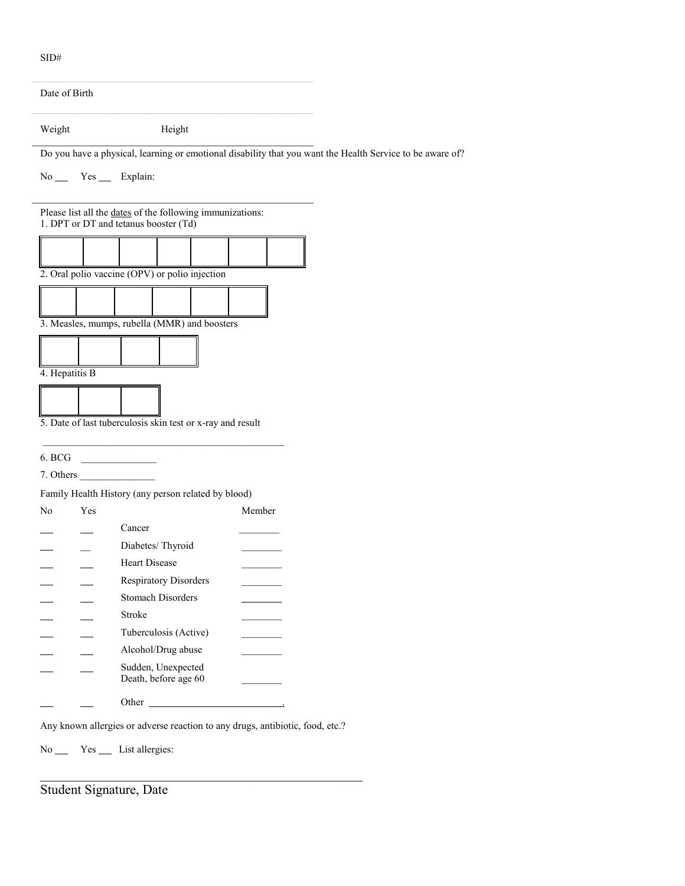SID#

Date of Birth

Weight Height

Do you have a physical, learning or emotional disability that you want the Health Service to be aware of?

No ___ Yes ___ Explain:

Please list all the dates of the following immunizations:

1. DPT or DT and tetanus booster (Td)

| | | | | | | |
|---|---|---|---|---|---|---|
| | | | | | | |

2. Oral polio vaccine (OPV) or polio injection

| | | | | | |
|---|---|---|---|---|---|
| | | | | | |

3. Measles, mumps, rubella (MMR) and boosters

| | | | |
|---|---|---|---|
| | | | |

4. Hepatitis B

| | | |
|---|---|---|
| | | |

5. Date of last tuberculosis skin test or x-ray and result

_______________________________________________

6. BCG _______________

7. Others _______________

Family Health History (any person related by blood)

| No | Yes | | Member |
|---|---|---|---|
| ___ | ___ | Cancer | ________ |
| ___ | ___ | Diabetes/ Thyroid | ________ |
| ___ | ___ | Heart Disease | ________ |
| ___ | ___ | Respiratory Disorders | ________ |
| ___ | ___ | Stomach Disorders | ________ |
| ___ | ___ | Stroke | ________ |
| ___ | ___ | Tuberculosis (Active) | ________ |
| ___ | ___ | Alcohol/Drug abuse | ________ |
| ___ | ___ | Sudden, Unexpected Death, before age 60 | ________ |
| ___ | ___ | Other ________________________. | |

Any known allergies or adverse reaction to any drugs, antibiotic, food, etc.?

No ___ Yes ___ List allergies:

_______________________________________________

Student Signature, Date